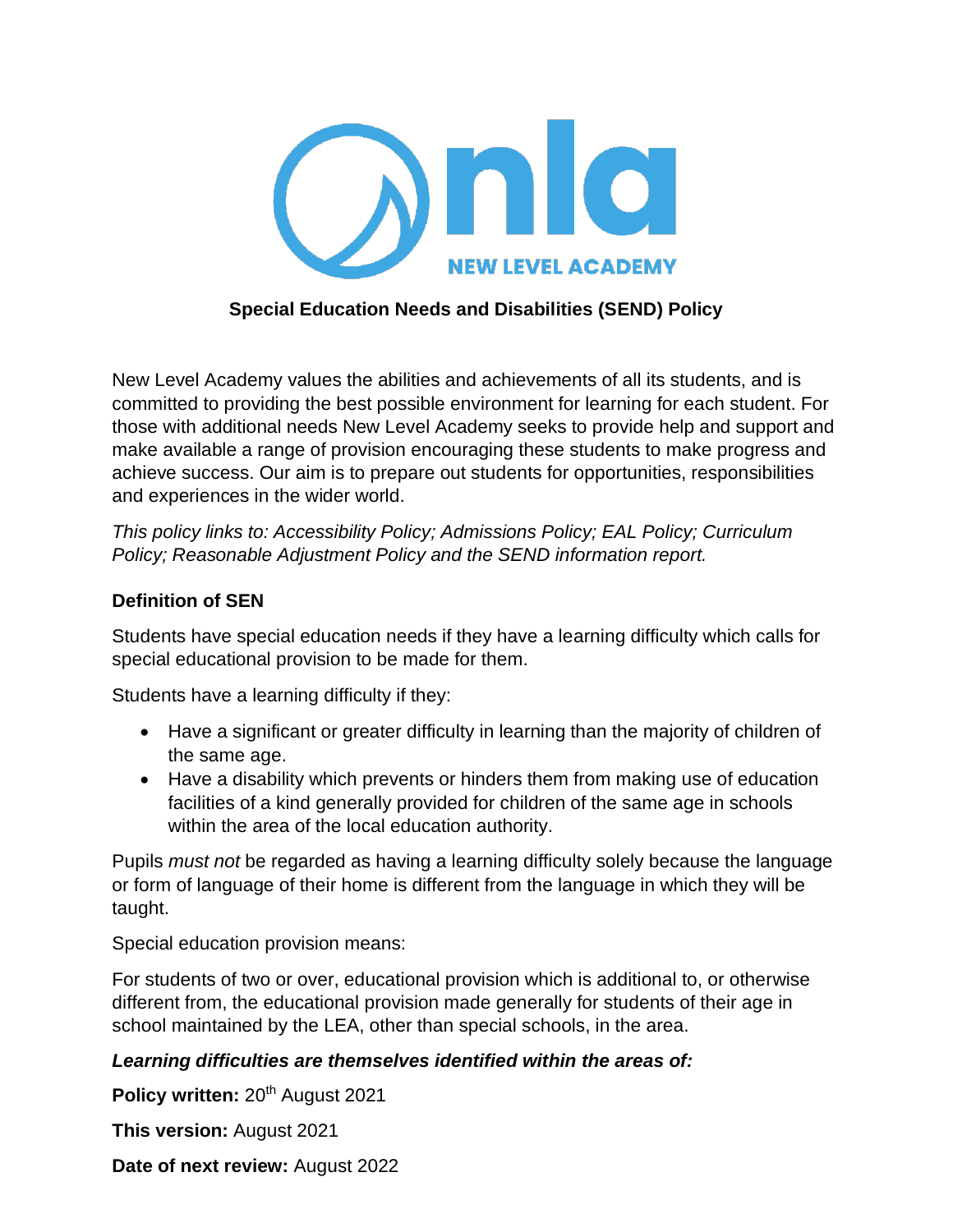# Special Education Needs and Disabilities (SEND) Policy

New Level Academy values the abilities and achievements of all its students, and is committed to providing the best possible environment for learning for each student. For those with additional needs New Level Academy seeks to provide help and support and make available a range of provision encouraging these students to make progress and achieve success. Our aim is to prepare out students for opportunities, responsibilities and experiences in the wider world.

*This policy links to: Accessibility Policy; Admissions Policy; EAL Policy; Curriculum Policy; Reasonable Adjustment Policy and the SEND information report.*

## Definition of SEN

Students have special education needs if they have a learning difficulty which calls for special educational provision to be made for them.

Students have a learning difficulty if they:

- Have a significant or greater difficulty in learning than the majority of children of the same age.
- Have a disability which prevents or hinders them from making use of education facilities of a kind generally provided for children of the same age in schools within the area of the local education authority.

Pupils *must not* be regarded as having a learning difficulty solely because the language or form of language of their home is different from the language in which they will be taught.

Special education provision means:

For students of two or over, educational provision which is additional to, or otherwise different from, the educational provision made generally for students of their age in school maintained by the LEA, other than special schools, in the area.

***Learning difficulties are themselves identified within the areas of:***

**Policy written:** 20th August 2021

**This version:** August 2021

**Date of next review:** August 2022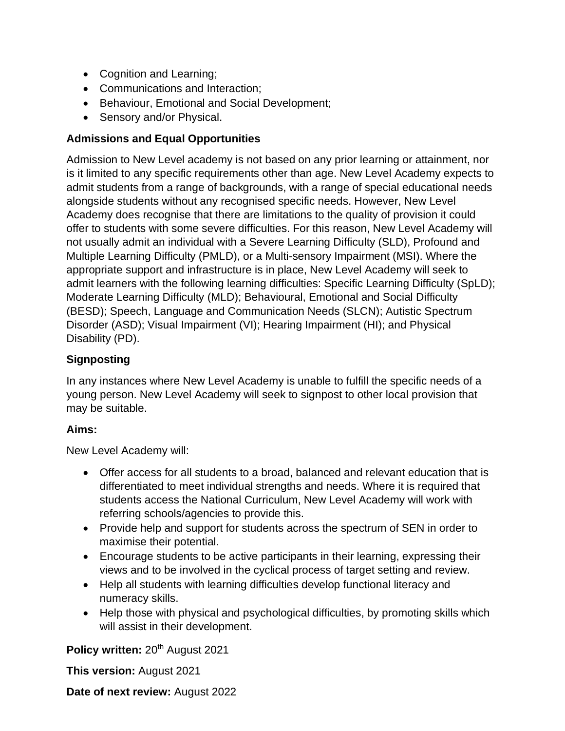- Cognition and Learning;
- Communications and Interaction;
- Behaviour, Emotional and Social Development;
- Sensory and/or Physical.

**Admissions and Equal Opportunities**

Admission to New Level academy is not based on any prior learning or attainment, nor is it limited to any specific requirements other than age. New Level Academy expects to admit students from a range of backgrounds, with a range of special educational needs alongside students without any recognised specific needs. However, New Level Academy does recognise that there are limitations to the quality of provision it could offer to students with some severe difficulties. For this reason, New Level Academy will not usually admit an individual with a Severe Learning Difficulty (SLD), Profound and Multiple Learning Difficulty (PMLD), or a Multi-sensory Impairment (MSI). Where the appropriate support and infrastructure is in place, New Level Academy will seek to admit learners with the following learning difficulties: Specific Learning Difficulty (SpLD); Moderate Learning Difficulty (MLD); Behavioural, Emotional and Social Difficulty (BESD); Speech, Language and Communication Needs (SLCN); Autistic Spectrum Disorder (ASD); Visual Impairment (VI); Hearing Impairment (HI); and Physical Disability (PD).

**Signposting**

In any instances where New Level Academy is unable to fulfill the specific needs of a young person. New Level Academy will seek to signpost to other local provision that may be suitable.

**Aims:**

New Level Academy will:

- Offer access for all students to a broad, balanced and relevant education that is differentiated to meet individual strengths and needs. Where it is required that students access the National Curriculum, New Level Academy will work with referring schools/agencies to provide this.
- Provide help and support for students across the spectrum of SEN in order to maximise their potential.
- Encourage students to be active participants in their learning, expressing their views and to be involved in the cyclical process of target setting and review.
- Help all students with learning difficulties develop functional literacy and numeracy skills.
- Help those with physical and psychological difficulties, by promoting skills which will assist in their development.

**Policy written:** 20th August 2021

**This version:** August 2021

**Date of next review:** August 2022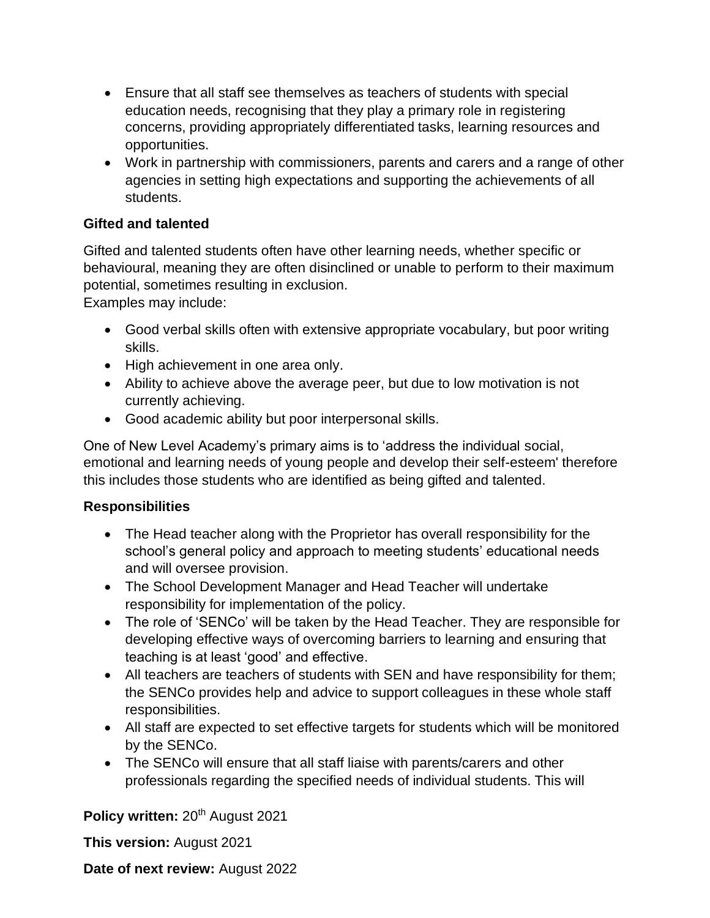- Ensure that all staff see themselves as teachers of students with special education needs, recognising that they play a primary role in registering concerns, providing appropriately differentiated tasks, learning resources and opportunities.
- Work in partnership with commissioners, parents and carers and a range of other agencies in setting high expectations and supporting the achievements of all students.

**Gifted and talented**

Gifted and talented students often have other learning needs, whether specific or behavioural, meaning they are often disinclined or unable to perform to their maximum potential, sometimes resulting in exclusion.
Examples may include:

- Good verbal skills often with extensive appropriate vocabulary, but poor writing skills.
- High achievement in one area only.
- Ability to achieve above the average peer, but due to low motivation is not currently achieving.
- Good academic ability but poor interpersonal skills.

One of New Level Academy's primary aims is to 'address the individual social, emotional and learning needs of young people and develop their self-esteem' therefore this includes those students who are identified as being gifted and talented.

**Responsibilities**

- The Head teacher along with the Proprietor has overall responsibility for the school's general policy and approach to meeting students' educational needs and will oversee provision.
- The School Development Manager and Head Teacher will undertake responsibility for implementation of the policy.
- The role of 'SENCo' will be taken by the Head Teacher. They are responsible for developing effective ways of overcoming barriers to learning and ensuring that teaching is at least 'good' and effective.
- All teachers are teachers of students with SEN and have responsibility for them; the SENCo provides help and advice to support colleagues in these whole staff responsibilities.
- All staff are expected to set effective targets for students which will be monitored by the SENCo.
- The SENCo will ensure that all staff liaise with parents/carers and other professionals regarding the specified needs of individual students. This will

**Policy written:** 20th August 2021

**This version:** August 2021

**Date of next review:** August 2022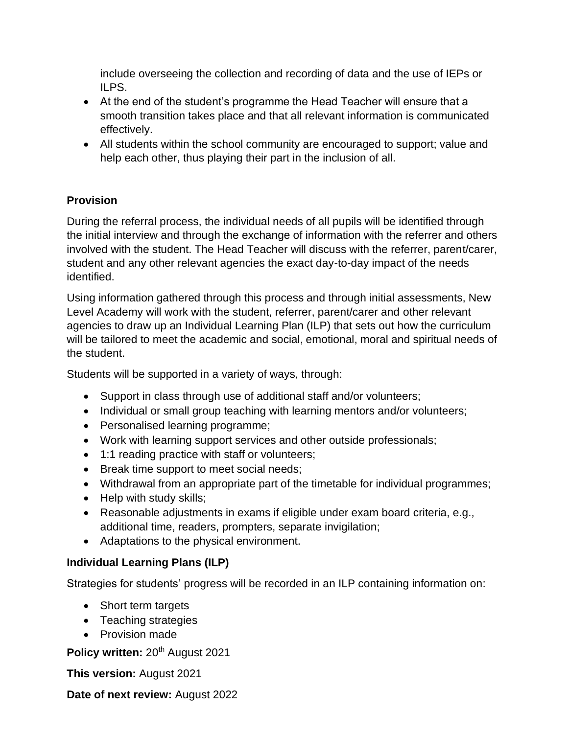include overseeing the collection and recording of data and the use of IEPs or ILPS.

- At the end of the student's programme the Head Teacher will ensure that a smooth transition takes place and that all relevant information is communicated effectively.
- All students within the school community are encouraged to support; value and help each other, thus playing their part in the inclusion of all.

## Provision

During the referral process, the individual needs of all pupils will be identified through the initial interview and through the exchange of information with the referrer and others involved with the student. The Head Teacher will discuss with the referrer, parent/carer, student and any other relevant agencies the exact day-to-day impact of the needs identified.

Using information gathered through this process and through initial assessments, New Level Academy will work with the student, referrer, parent/carer and other relevant agencies to draw up an Individual Learning Plan (ILP) that sets out how the curriculum will be tailored to meet the academic and social, emotional, moral and spiritual needs of the student.

Students will be supported in a variety of ways, through:

- Support in class through use of additional staff and/or volunteers;
- Individual or small group teaching with learning mentors and/or volunteers;
- Personalised learning programme;
- Work with learning support services and other outside professionals;
- 1:1 reading practice with staff or volunteers;
- Break time support to meet social needs;
- Withdrawal from an appropriate part of the timetable for individual programmes;
- Help with study skills;
- Reasonable adjustments in exams if eligible under exam board criteria, e.g., additional time, readers, prompters, separate invigilation;
- Adaptations to the physical environment.

## Individual Learning Plans (ILP)

Strategies for students' progress will be recorded in an ILP containing information on:

- Short term targets
- Teaching strategies
- Provision made

**Policy written:** 20th August 2021

**This version:** August 2021

**Date of next review:** August 2022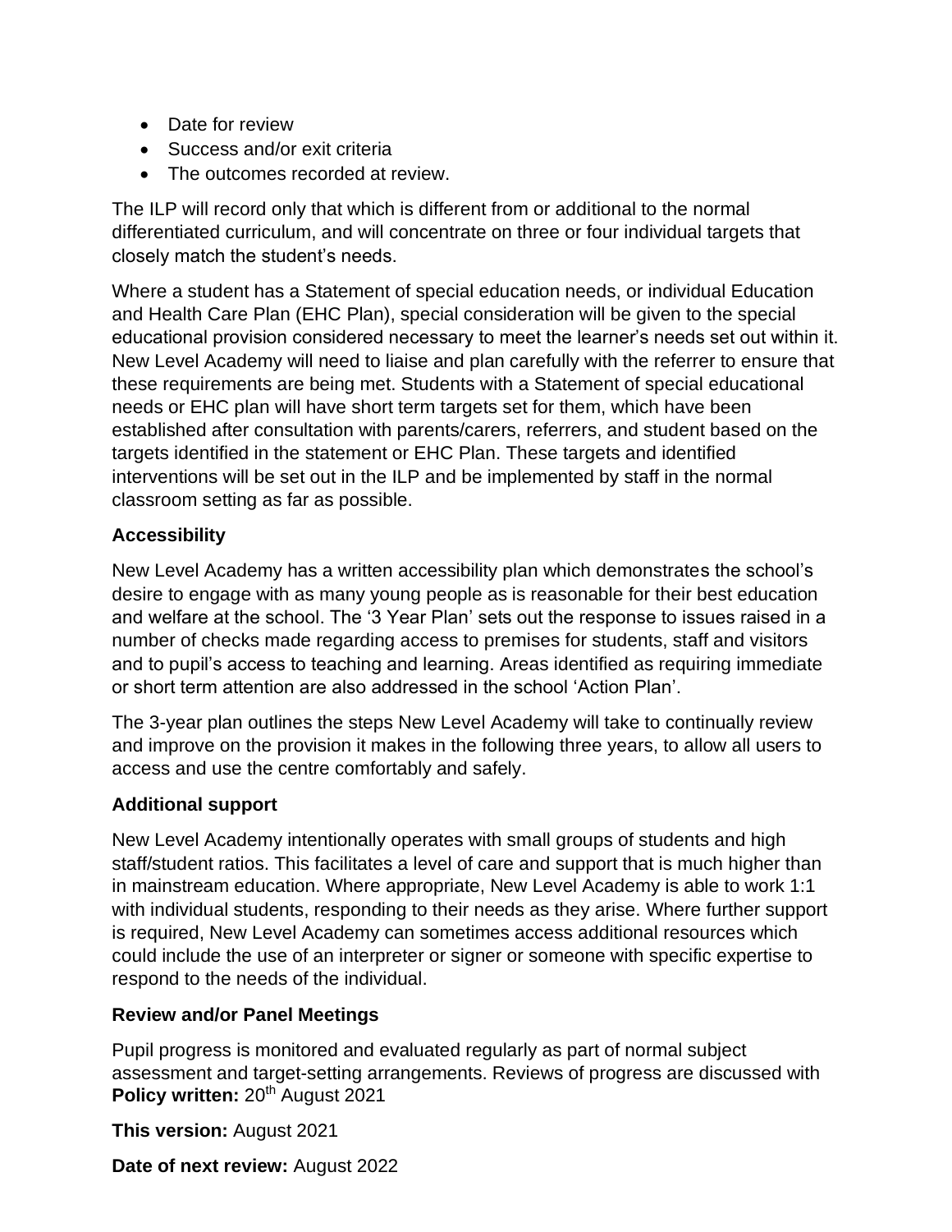- Date for review
- Success and/or exit criteria
- The outcomes recorded at review.

The ILP will record only that which is different from or additional to the normal differentiated curriculum, and will concentrate on three or four individual targets that closely match the student's needs.

Where a student has a Statement of special education needs, or individual Education and Health Care Plan (EHC Plan), special consideration will be given to the special educational provision considered necessary to meet the learner's needs set out within it. New Level Academy will need to liaise and plan carefully with the referrer to ensure that these requirements are being met. Students with a Statement of special educational needs or EHC plan will have short term targets set for them, which have been established after consultation with parents/carers, referrers, and student based on the targets identified in the statement or EHC Plan. These targets and identified interventions will be set out in the ILP and be implemented by staff in the normal classroom setting as far as possible.

**Accessibility**

New Level Academy has a written accessibility plan which demonstrates the school's desire to engage with as many young people as is reasonable for their best education and welfare at the school. The '3 Year Plan' sets out the response to issues raised in a number of checks made regarding access to premises for students, staff and visitors and to pupil's access to teaching and learning. Areas identified as requiring immediate or short term attention are also addressed in the school 'Action Plan'.

The 3-year plan outlines the steps New Level Academy will take to continually review and improve on the provision it makes in the following three years, to allow all users to access and use the centre comfortably and safely.

**Additional support**

New Level Academy intentionally operates with small groups of students and high staff/student ratios. This facilitates a level of care and support that is much higher than in mainstream education. Where appropriate, New Level Academy is able to work 1:1 with individual students, responding to their needs as they arise. Where further support is required, New Level Academy can sometimes access additional resources which could include the use of an interpreter or signer or someone with specific expertise to respond to the needs of the individual.

**Review and/or Panel Meetings**

Pupil progress is monitored and evaluated regularly as part of normal subject assessment and target-setting arrangements. Reviews of progress are discussed with

**Policy written:** 20th August 2021

**This version:** August 2021

**Date of next review:** August 2022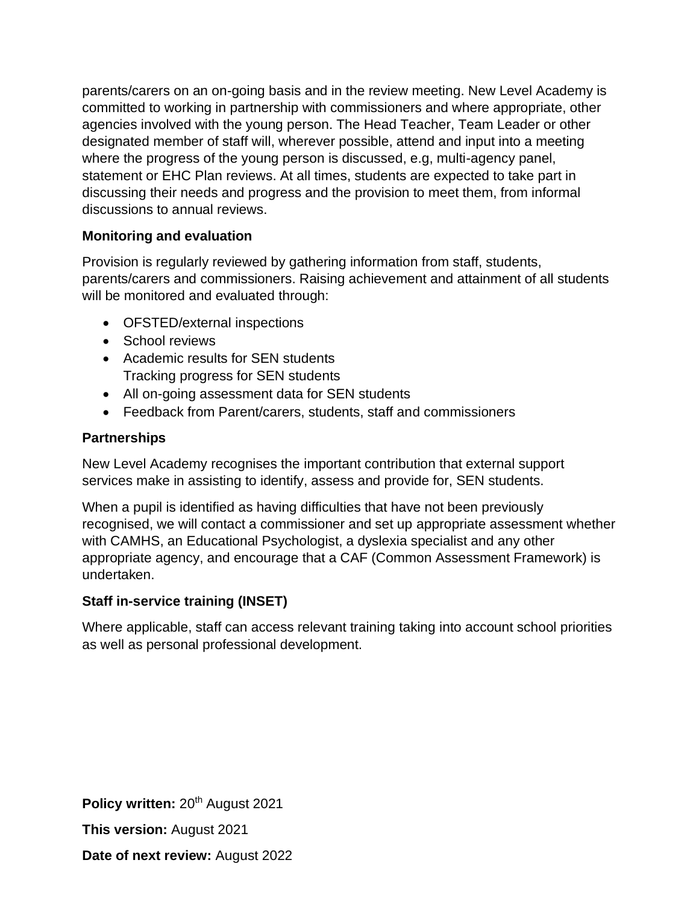parents/carers on an on-going basis and in the review meeting. New Level Academy is committed to working in partnership with commissioners and where appropriate, other agencies involved with the young person. The Head Teacher, Team Leader or other designated member of staff will, wherever possible, attend and input into a meeting where the progress of the young person is discussed, e.g, multi-agency panel, statement or EHC Plan reviews. At all times, students are expected to take part in discussing their needs and progress and the provision to meet them, from informal discussions to annual reviews.

**Monitoring and evaluation**

Provision is regularly reviewed by gathering information from staff, students, parents/carers and commissioners. Raising achievement and attainment of all students will be monitored and evaluated through:

- OFSTED/external inspections
- School reviews
- Academic results for SEN students
  Tracking progress for SEN students
- All on-going assessment data for SEN students
- Feedback from Parent/carers, students, staff and commissioners

**Partnerships**

New Level Academy recognises the important contribution that external support services make in assisting to identify, assess and provide for, SEN students.

When a pupil is identified as having difficulties that have not been previously recognised, we will contact a commissioner and set up appropriate assessment whether with CAMHS, an Educational Psychologist, a dyslexia specialist and any other appropriate agency, and encourage that a CAF (Common Assessment Framework) is undertaken.

**Staff in-service training (INSET)**

Where applicable, staff can access relevant training taking into account school priorities as well as personal professional development.

**Policy written:** 20th August 2021

**This version:** August 2021

**Date of next review:** August 2022